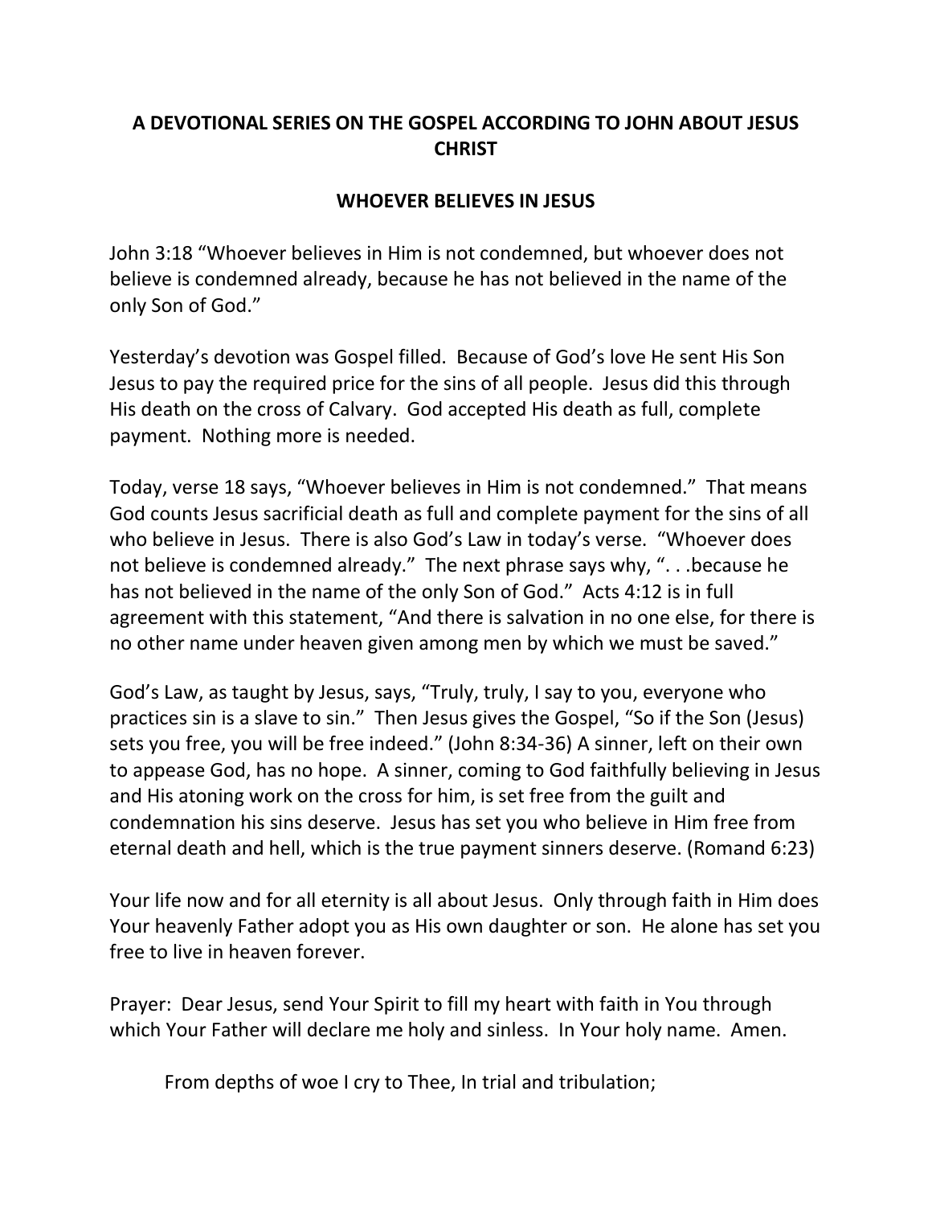## A DEVOTIONAL SERIES ON THE GOSPEL ACCORDING TO JOHN ABOUT JESUS CHRIST

## WHOEVER BELIEVES IN JESUS

John 3:18 "Whoever believes in Him is not condemned, but whoever does not believe is condemned already, because he has not believed in the name of the only Son of God."

Yesterday's devotion was Gospel filled. Because of God's love He sent His Son Jesus to pay the required price for the sins of all people. Jesus did this through His death on the cross of Calvary. God accepted His death as full, complete payment. Nothing more is needed.

Today, verse 18 says, "Whoever believes in Him is not condemned." That means God counts Jesus sacrificial death as full and complete payment for the sins of all who believe in Jesus. There is also God's Law in today's verse. "Whoever does not believe is condemned already." The next phrase says why, ". . .because he has not believed in the name of the only Son of God." Acts 4:12 is in full agreement with this statement, "And there is salvation in no one else, for there is no other name under heaven given among men by which we must be saved."

God's Law, as taught by Jesus, says, "Truly, truly, I say to you, everyone who practices sin is a slave to sin." Then Jesus gives the Gospel, "So if the Son (Jesus) sets you free, you will be free indeed." (John 8:34-36) A sinner, left on their own to appease God, has no hope. A sinner, coming to God faithfully believing in Jesus and His atoning work on the cross for him, is set free from the guilt and condemnation his sins deserve. Jesus has set you who believe in Him free from eternal death and hell, which is the true payment sinners deserve. (Romand 6:23)

Your life now and for all eternity is all about Jesus. Only through faith in Him does Your heavenly Father adopt you as His own daughter or son. He alone has set you free to live in heaven forever.

Prayer: Dear Jesus, send Your Spirit to fill my heart with faith in You through which Your Father will declare me holy and sinless. In Your holy name. Amen.

From depths of woe I cry to Thee, In trial and tribulation;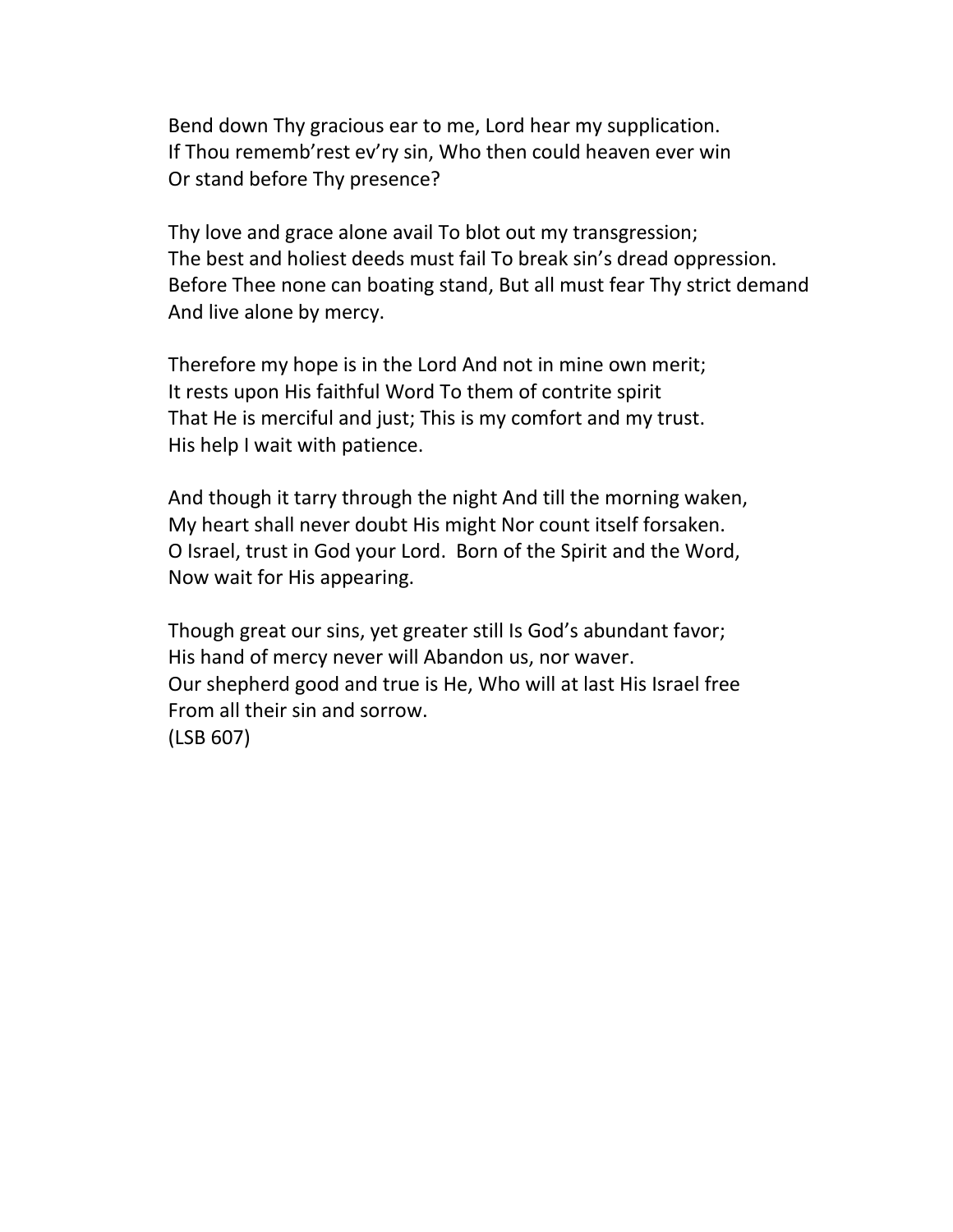Bend down Thy gracious ear to me, Lord hear my supplication.
If Thou remembʼrest evʼry sin, Who then could heaven ever win
Or stand before Thy presence?

Thy love and grace alone avail To blot out my transgression;
The best and holiest deeds must fail To break sin's dread oppression.
Before Thee none can boating stand, But all must fear Thy strict demand
And live alone by mercy.

Therefore my hope is in the Lord And not in mine own merit;
It rests upon His faithful Word To them of contrite spirit
That He is merciful and just; This is my comfort and my trust.
His help I wait with patience.

And though it tarry through the night And till the morning waken,
My heart shall never doubt His might Nor count itself forsaken.
O Israel, trust in God your Lord. Born of the Spirit and the Word,
Now wait for His appearing.

Though great our sins, yet greater still Is God's abundant favor;
His hand of mercy never will Abandon us, nor waver.
Our shepherd good and true is He, Who will at last His Israel free
From all their sin and sorrow.
(LSB 607)